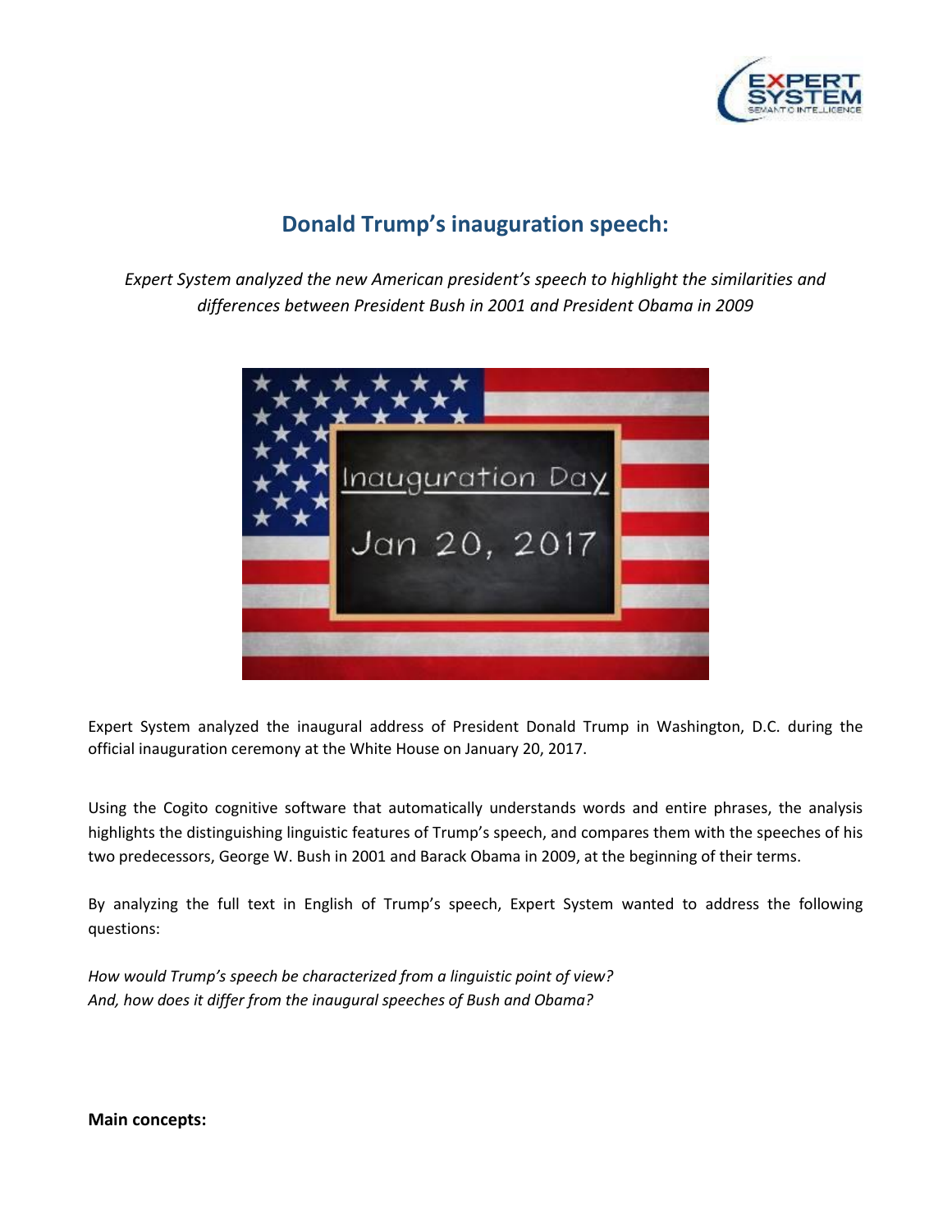# Donald Trump's inauguration speech:

*Expert System analyzed the new American president's speech to highlight the similarities and differences between President Bush in 2001 and President Obama in 2009*

Expert System analyzed the inaugural address of President Donald Trump in Washington, D.C. during the official inauguration ceremony at the White House on January 20, 2017.

Using the Cogito cognitive software that automatically understands words and entire phrases, the analysis highlights the distinguishing linguistic features of Trump's speech, and compares them with the speeches of his two predecessors, George W. Bush in 2001 and Barack Obama in 2009, at the beginning of their terms.

By analyzing the full text in English of Trump's speech, Expert System wanted to address the following questions:

*How would Trump's speech be characterized from a linguistic point of view?*
*And, how does it differ from the inaugural speeches of Bush and Obama?*

**Main concepts:**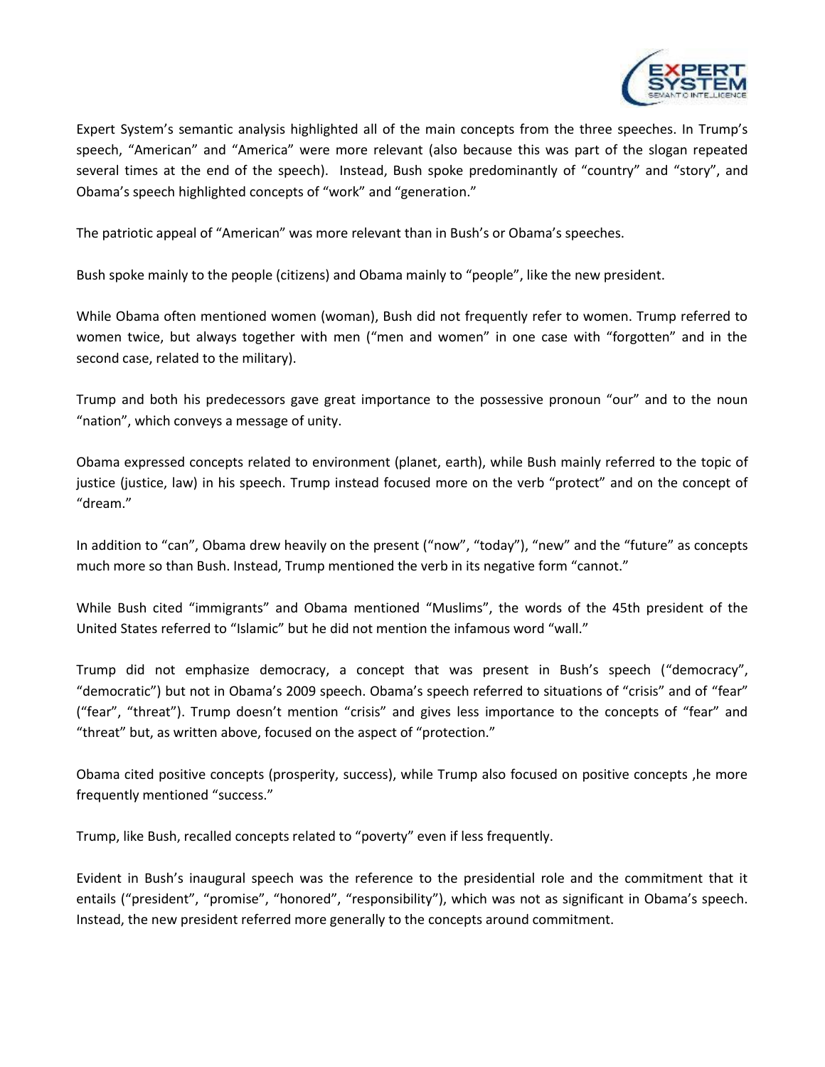Expert System's semantic analysis highlighted all of the main concepts from the three speeches. In Trump's speech, "American" and "America" were more relevant (also because this was part of the slogan repeated several times at the end of the speech). Instead, Bush spoke predominantly of "country" and "story", and Obama's speech highlighted concepts of "work" and "generation."

The patriotic appeal of "American" was more relevant than in Bush's or Obama's speeches.

Bush spoke mainly to the people (citizens) and Obama mainly to "people", like the new president.

While Obama often mentioned women (woman), Bush did not frequently refer to women. Trump referred to women twice, but always together with men ("men and women" in one case with "forgotten" and in the second case, related to the military).

Trump and both his predecessors gave great importance to the possessive pronoun "our" and to the noun "nation", which conveys a message of unity.

Obama expressed concepts related to environment (planet, earth), while Bush mainly referred to the topic of justice (justice, law) in his speech. Trump instead focused more on the verb "protect" and on the concept of "dream."

In addition to "can", Obama drew heavily on the present ("now", "today"), "new" and the "future" as concepts much more so than Bush. Instead, Trump mentioned the verb in its negative form "cannot."

While Bush cited "immigrants" and Obama mentioned "Muslims", the words of the 45th president of the United States referred to "Islamic" but he did not mention the infamous word "wall."

Trump did not emphasize democracy, a concept that was present in Bush's speech ("democracy", "democratic") but not in Obama's 2009 speech. Obama's speech referred to situations of "crisis" and of "fear" ("fear", "threat"). Trump doesn't mention "crisis" and gives less importance to the concepts of "fear" and "threat" but, as written above, focused on the aspect of "protection."

Obama cited positive concepts (prosperity, success), while Trump also focused on positive concepts ,he more frequently mentioned "success."

Trump, like Bush, recalled concepts related to "poverty" even if less frequently.

Evident in Bush's inaugural speech was the reference to the presidential role and the commitment that it entails ("president", "promise", "honored", "responsibility"), which was not as significant in Obama's speech. Instead, the new president referred more generally to the concepts around commitment.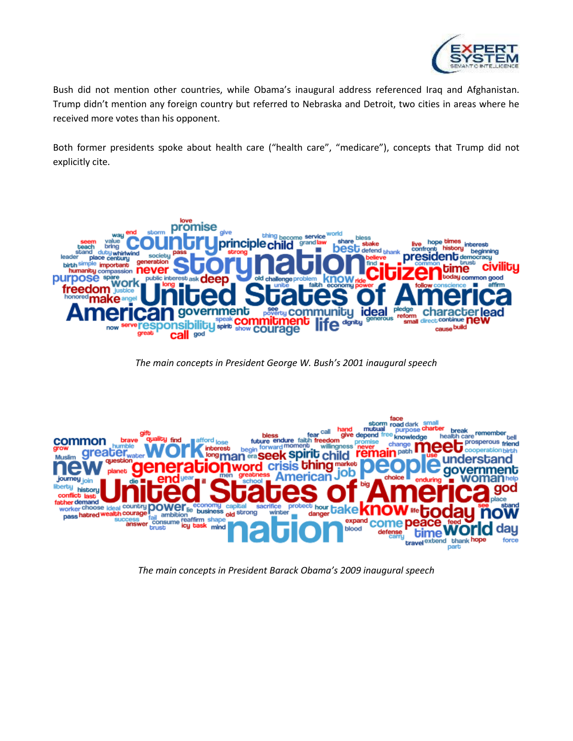Bush did not mention other countries, while Obama's inaugural address referenced Iraq and Afghanistan. Trump didn't mention any foreign country but referred to Nebraska and Detroit, two cities in areas where he received more votes than his opponent.

Both former presidents spoke about health care ("health care", "medicare"), concepts that Trump did not explicitly cite.

*The main concepts in President George W. Bush's 2001 inaugural speech*

*The main concepts in President Barack Obama's 2009 inaugural speech*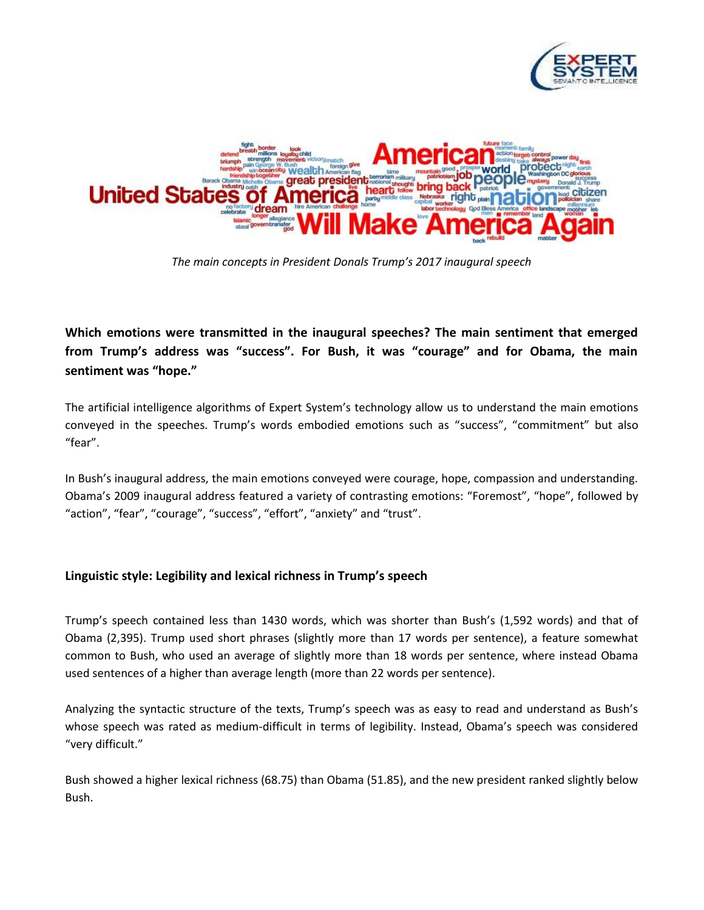*The main concepts in President Donals Trump's 2017 inaugural speech*

**Which emotions were transmitted in the inaugural speeches? The main sentiment that emerged from Trump's address was "success". For Bush, it was "courage" and for Obama, the main sentiment was "hope."**

The artificial intelligence algorithms of Expert System's technology allow us to understand the main emotions conveyed in the speeches. Trump's words embodied emotions such as "success", "commitment" but also "fear".

In Bush's inaugural address, the main emotions conveyed were courage, hope, compassion and understanding. Obama's 2009 inaugural address featured a variety of contrasting emotions: "Foremost", "hope", followed by "action", "fear", "courage", "success", "effort", "anxiety" and "trust".

**Linguistic style: Legibility and lexical richness in Trump's speech**

Trump's speech contained less than 1430 words, which was shorter than Bush's (1,592 words) and that of Obama (2,395). Trump used short phrases (slightly more than 17 words per sentence), a feature somewhat common to Bush, who used an average of slightly more than 18 words per sentence, where instead Obama used sentences of a higher than average length (more than 22 words per sentence).

Analyzing the syntactic structure of the texts, Trump's speech was as easy to read and understand as Bush's whose speech was rated as medium-difficult in terms of legibility. Instead, Obama's speech was considered "very difficult."

Bush showed a higher lexical richness (68.75) than Obama (51.85), and the new president ranked slightly below Bush.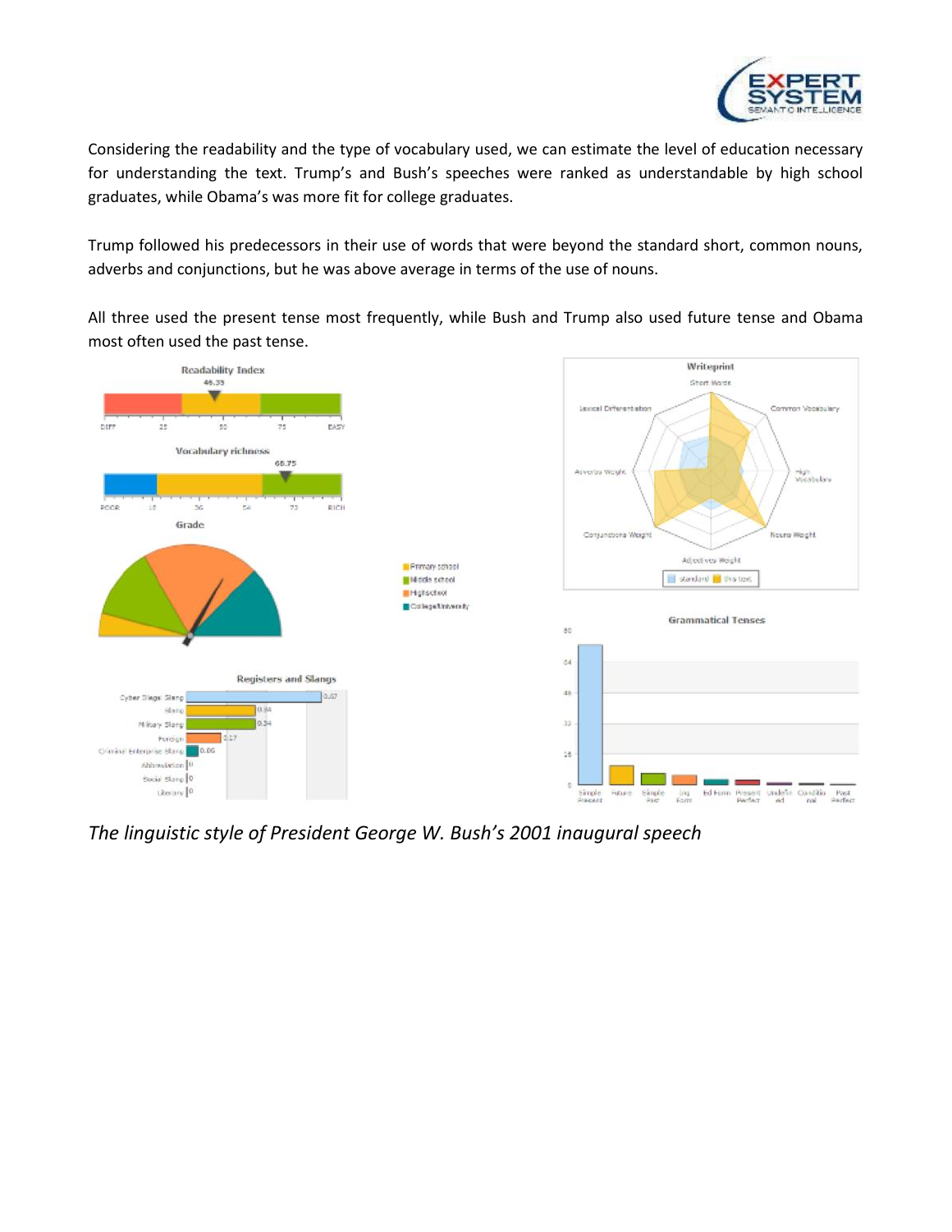Considering the readability and the type of vocabulary used, we can estimate the level of education necessary for understanding the text. Trump's and Bush's speeches were ranked as understandable by high school graduates, while Obama's was more fit for college graduates.

Trump followed his predecessors in their use of words that were beyond the standard short, common nouns, adverbs and conjunctions, but he was above average in terms of the use of nouns.

All three used the present tense most frequently, while Bush and Trump also used future tense and Obama most often used the past tense.

*The linguistic style of President George W. Bush's 2001 inaugural speech*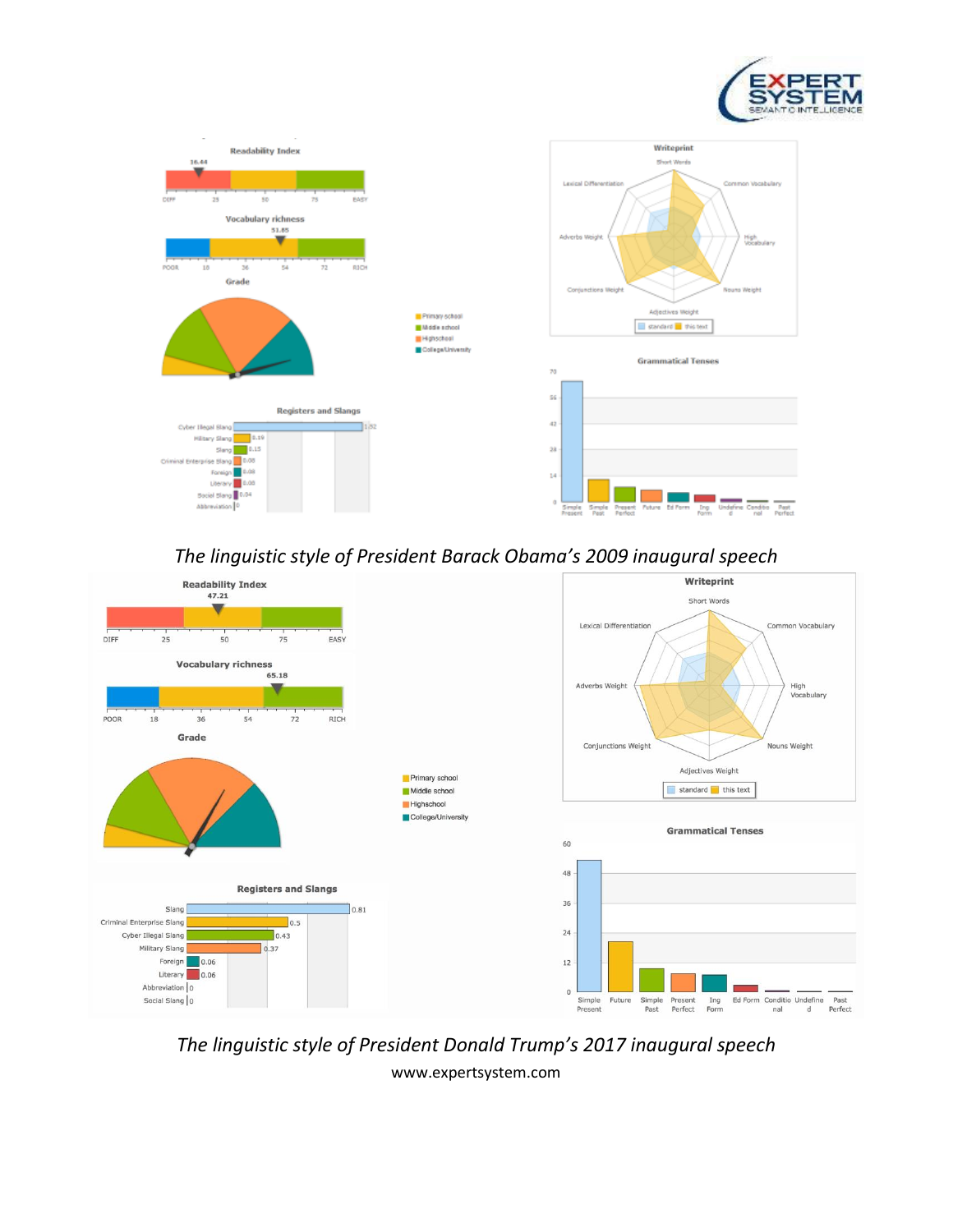EXPERT SYSTEM
SEMANTIC INTELLIGENCE

Readability Index
16.44
DIFF 25 50 75 EASY

Vocabulary richness
51.85
POOR 18 36 54 72 RICH

Grade

Primary school
Middle school
Highschool
College/University

Registers and Slangs
Cyber Illegal Slang 1.82
Military Slang 0.19
Slang 0.15
Criminal Enterprise Slang 0.08
Foreign 0.08
Literary 0.08
Social Slang 0.04
Abbreviation 0

Writeprint
Short Words
Common Vocabulary
High Vocabulary
Nouns Weight
Adjectives Weight
Conjunctions Weight
Adverbs Weight
Lexical Differentiation
standard this text

Grammatical Tenses
70
56
42
28
14
0
Simple Present
Simple Past
Present Perfect
Future
Ed Form
Ing Form
Undefined
Conditional
Past Perfect

*The linguistic style of President Barack Obama's 2009 inaugural speech*

Readability Index
47.21
DIFF 25 50 75 EASY

Vocabulary richness
65.18
POOR 18 36 54 72 RICH

Grade

Primary school
Middle school
Highschool
College/University

Registers and Slangs
Slang 0.81
Criminal Enterprise Slang 0.5
Cyber Illegal Slang 0.43
Military Slang 0.37
Foreign 0.06
Literary 0.06
Abbreviation 0
Social Slang 0

Writeprint
Short Words
Common Vocabulary
High Vocabulary
Nouns Weight
Adjectives Weight
Conjunctions Weight
Adverbs Weight
Lexical Differentiation
standard this text

Grammatical Tenses
60
48
36
24
12
0
Simple Present
Future
Simple Past
Present Perfect
Ing Form
Ed Form
Conditional
Undefined
Past Perfect

*The linguistic style of President Donald Trump's 2017 inaugural speech*

www.expertsystem.com